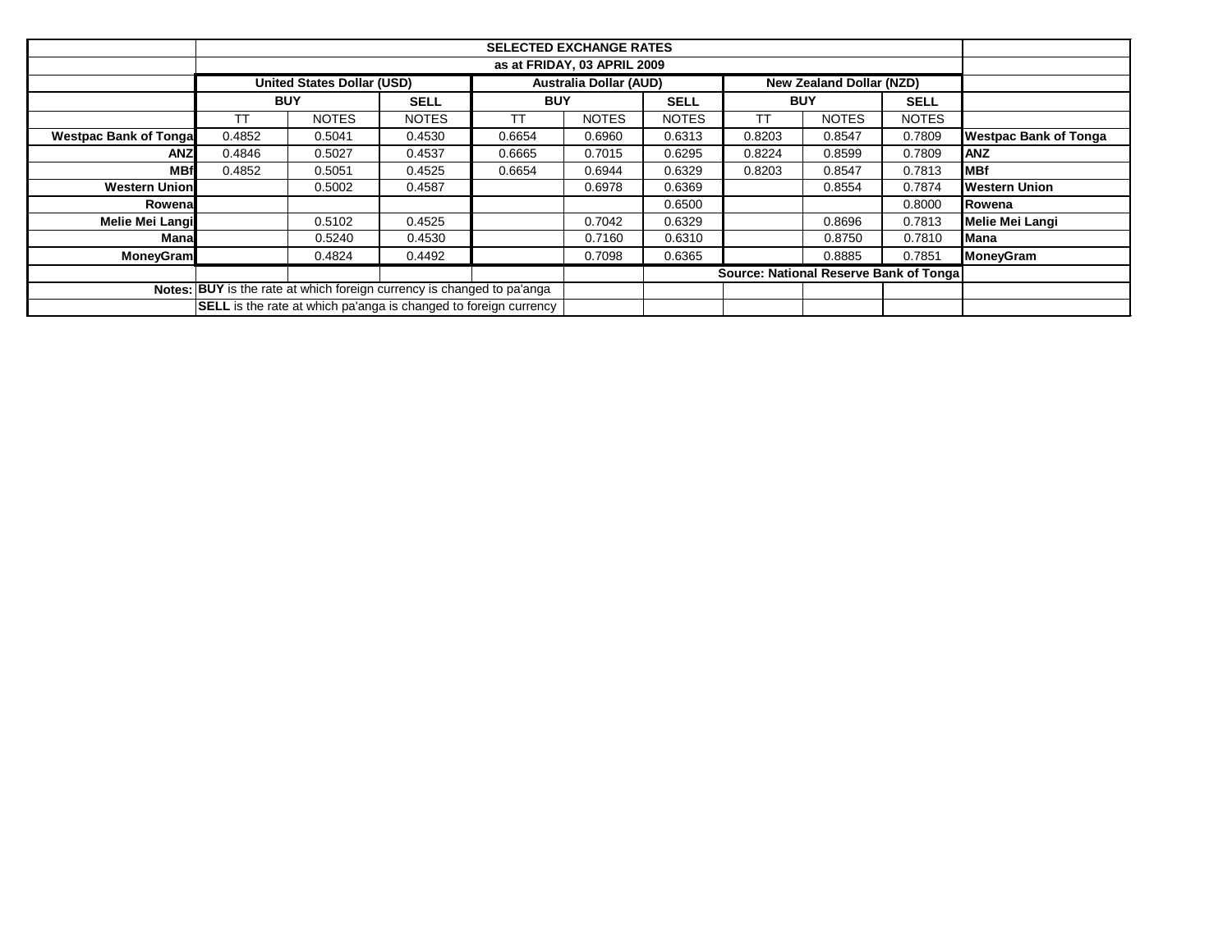| | SELECTED EXCHANGE RATES | | | | | | | | | |
|---|---|---|---|---|---|---|---|---|---|---|
| | as at FRIDAY, 03 APRIL 2009 | | | | | | | | | |
| | United States Dollar (USD) | | | Australia Dollar (AUD) | | | New Zealand Dollar (NZD) | | | |
| | BUY | | SELL | BUY | | SELL | BUY | | SELL | |
| | TT | NOTES | NOTES | TT | NOTES | NOTES | TT | NOTES | NOTES | |
| **Westpac Bank of Tonga** | 0.4852 | 0.5041 | 0.4530 | 0.6654 | 0.6960 | 0.6313 | 0.8203 | 0.8547 | 0.7809 | **Westpac Bank of Tonga** |
| **ANZ** | 0.4846 | 0.5027 | 0.4537 | 0.6665 | 0.7015 | 0.6295 | 0.8224 | 0.8599 | 0.7809 | **ANZ** |
| **MBf** | 0.4852 | 0.5051 | 0.4525 | 0.6654 | 0.6944 | 0.6329 | 0.8203 | 0.8547 | 0.7813 | **MBf** |
| **Western Union** | | 0.5002 | 0.4587 | | 0.6978 | 0.6369 | | 0.8554 | 0.7874 | **Western Union** |
| **Rowena** | | | | | | 0.6500 | | | 0.8000 | **Rowena** |
| **Melie Mei Langi** | | 0.5102 | 0.4525 | | 0.7042 | 0.6329 | | 0.8696 | 0.7813 | **Melie Mei Langi** |
| **Mana** | | 0.5240 | 0.4530 | | 0.7160 | 0.6310 | | 0.8750 | 0.7810 | **Mana** |
| **MoneyGram** | | 0.4824 | 0.4492 | | 0.7098 | 0.6365 | | 0.8885 | 0.7851 | **MoneyGram** |
| | | | | | | | **Source: National Reserve Bank of Tonga** | | | |

**Notes:** **BUY** is the rate at which foreign currency is changed to pa'anga

**SELL** is the rate at which pa'anga is changed to foreign currency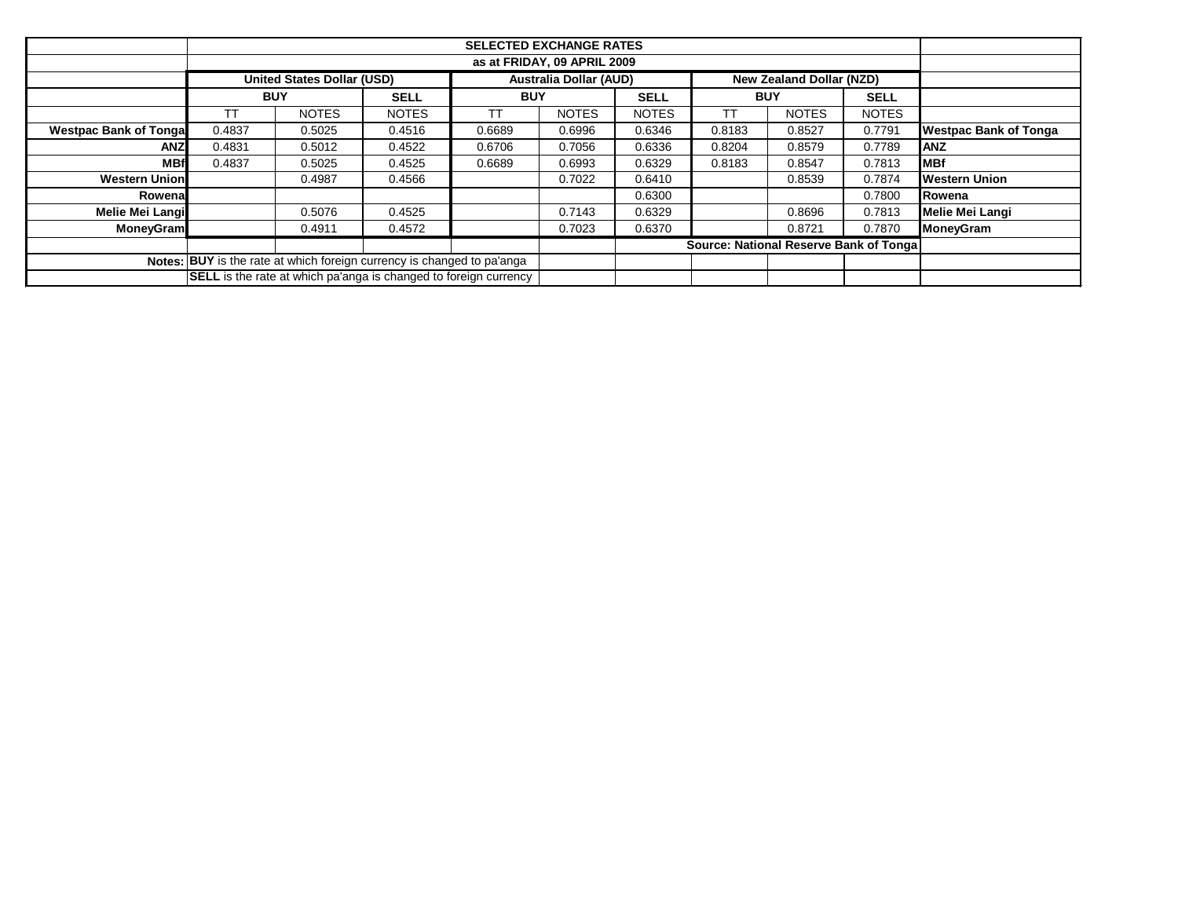| | SELECTED EXCHANGE RATES | | | | | | | | | |
|---|---|---|---|---|---|---|---|---|---|---|
| | as at FRIDAY, 09 APRIL 2009 | | | | | | | | | |
| | United States Dollar (USD) | | | Australia Dollar (AUD) | | | New Zealand Dollar (NZD) | | | |
| | BUY | | SELL | BUY | | SELL | BUY | | SELL | |
| | TT | NOTES | NOTES | TT | NOTES | NOTES | TT | NOTES | NOTES | |
| **Westpac Bank of Tonga** | 0.4837 | 0.5025 | 0.4516 | 0.6689 | 0.6996 | 0.6346 | 0.8183 | 0.8527 | 0.7791 | **Westpac Bank of Tonga** |
| **ANZ** | 0.4831 | 0.5012 | 0.4522 | 0.6706 | 0.7056 | 0.6336 | 0.8204 | 0.8579 | 0.7789 | **ANZ** |
| **MBf** | 0.4837 | 0.5025 | 0.4525 | 0.6689 | 0.6993 | 0.6329 | 0.8183 | 0.8547 | 0.7813 | **MBf** |
| **Western Union** | | 0.4987 | 0.4566 | | 0.7022 | 0.6410 | | 0.8539 | 0.7874 | **Western Union** |
| **Rowena** | | | | | | 0.6300 | | | 0.7800 | **Rowena** |
| **Melie Mei Langi** | | 0.5076 | 0.4525 | | 0.7143 | 0.6329 | | 0.8696 | 0.7813 | **Melie Mei Langi** |
| **MoneyGram** | | 0.4911 | 0.4572 | | 0.7023 | 0.6370 | | 0.8721 | 0.7870 | **MoneyGram** |
| | | | | | | **Source: National Reserve Bank of Tonga** | | | | |
| **Notes:** | **BUY** is the rate at which foreign currency is changed to pa'anga | | | | | | | | | |
| | **SELL** is the rate at which pa'anga is changed to foreign currency | | | | | | | | | |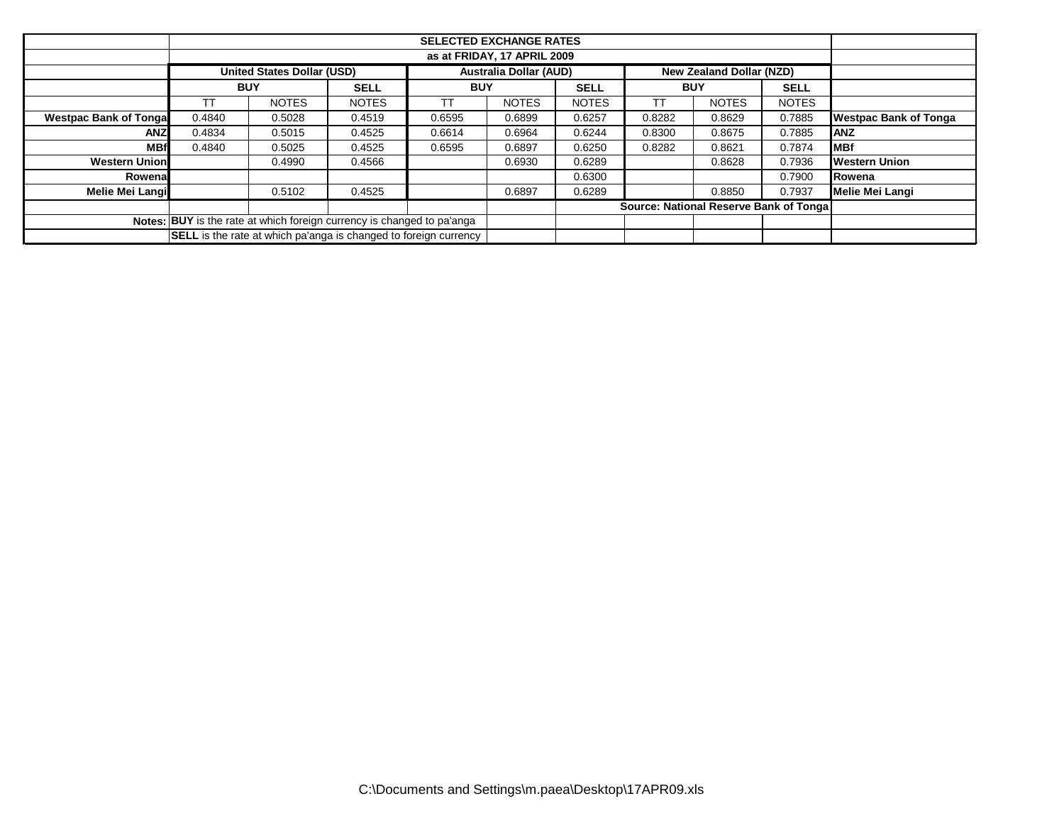| | SELECTED EXCHANGE RATES | | | | | | | | | |
|---|---|---|---|---|---|---|---|---|---|---|
| | as at FRIDAY, 17 APRIL 2009 | | | | | | | | | |
| | United States Dollar (USD) | | | Australia Dollar (AUD) | | | New Zealand Dollar (NZD) | | | |
| | BUY | | SELL | BUY | | SELL | BUY | | SELL | |
| | TT | NOTES | NOTES | TT | NOTES | NOTES | TT | NOTES | NOTES | |
| Westpac Bank of Tonga | 0.4840 | 0.5028 | 0.4519 | 0.6595 | 0.6899 | 0.6257 | 0.8282 | 0.8629 | 0.7885 | Westpac Bank of Tonga |
| ANZ | 0.4834 | 0.5015 | 0.4525 | 0.6614 | 0.6964 | 0.6244 | 0.8300 | 0.8675 | 0.7885 | ANZ |
| MBf | 0.4840 | 0.5025 | 0.4525 | 0.6595 | 0.6897 | 0.6250 | 0.8282 | 0.8621 | 0.7874 | MBf |
| Western Union | | 0.4990 | 0.4566 | | 0.6930 | 0.6289 | | 0.8628 | 0.7936 | Western Union |
| Rowena | | | | | | 0.6300 | | | 0.7900 | Rowena |
| Melie Mei Langi | | 0.5102 | 0.4525 | | 0.6897 | 0.6289 | | 0.8850 | 0.7937 | Melie Mei Langi |
| | | | | | | | Source: National Reserve Bank of Tonga | | | |
| Notes: | **BUY** is the rate at which foreign currency is changed to pa'anga | | | | | | | | | |
| | **SELL** is the rate at which pa'anga is changed to foreign currency | | | | | | | | | |

C:\Documents and Settings\m.paea\Desktop\17APR09.xls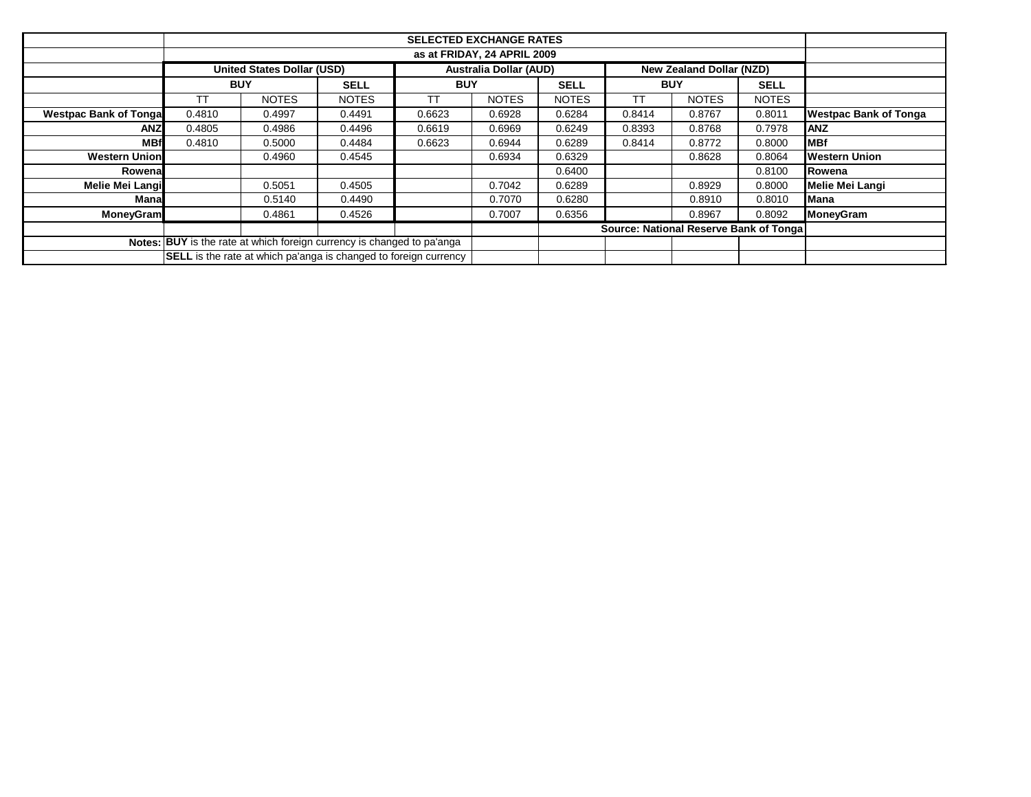| | SELECTED EXCHANGE RATES | | | | | | | | | |
|---|---|---|---|---|---|---|---|---|---|---|
| | as at FRIDAY, 24 APRIL 2009 | | | | | | | | | |
| | United States Dollar (USD) | | | Australia Dollar (AUD) | | | New Zealand Dollar (NZD) | | | |
| | BUY | | SELL | BUY | | SELL | BUY | | SELL | |
| | TT | NOTES | NOTES | TT | NOTES | NOTES | TT | NOTES | NOTES | |
| **Westpac Bank of Tonga** | 0.4810 | 0.4997 | 0.4491 | 0.6623 | 0.6928 | 0.6284 | 0.8414 | 0.8767 | 0.8011 | **Westpac Bank of Tonga** |
| **ANZ** | 0.4805 | 0.4986 | 0.4496 | 0.6619 | 0.6969 | 0.6249 | 0.8393 | 0.8768 | 0.7978 | **ANZ** |
| **MBf** | 0.4810 | 0.5000 | 0.4484 | 0.6623 | 0.6944 | 0.6289 | 0.8414 | 0.8772 | 0.8000 | **MBf** |
| **Western Union** | | 0.4960 | 0.4545 | | 0.6934 | 0.6329 | | 0.8628 | 0.8064 | **Western Union** |
| **Rowena** | | | | | | 0.6400 | | | 0.8100 | **Rowena** |
| **Melie Mei Langi** | | 0.5051 | 0.4505 | | 0.7042 | 0.6289 | | 0.8929 | 0.8000 | **Melie Mei Langi** |
| **Mana** | | 0.5140 | 0.4490 | | 0.7070 | 0.6280 | | 0.8910 | 0.8010 | **Mana** |
| **MoneyGram** | | 0.4861 | 0.4526 | | 0.7007 | 0.6356 | | 0.8967 | 0.8092 | **MoneyGram** |
| | | | | | | | **Source: National Reserve Bank of Tonga** | | | |
| **Notes:** | **BUY** is the rate at which foreign currency is changed to pa'anga | | | | | | | | | |
| | **SELL** is the rate at which pa'anga is changed to foreign currency | | | | | | | | | |